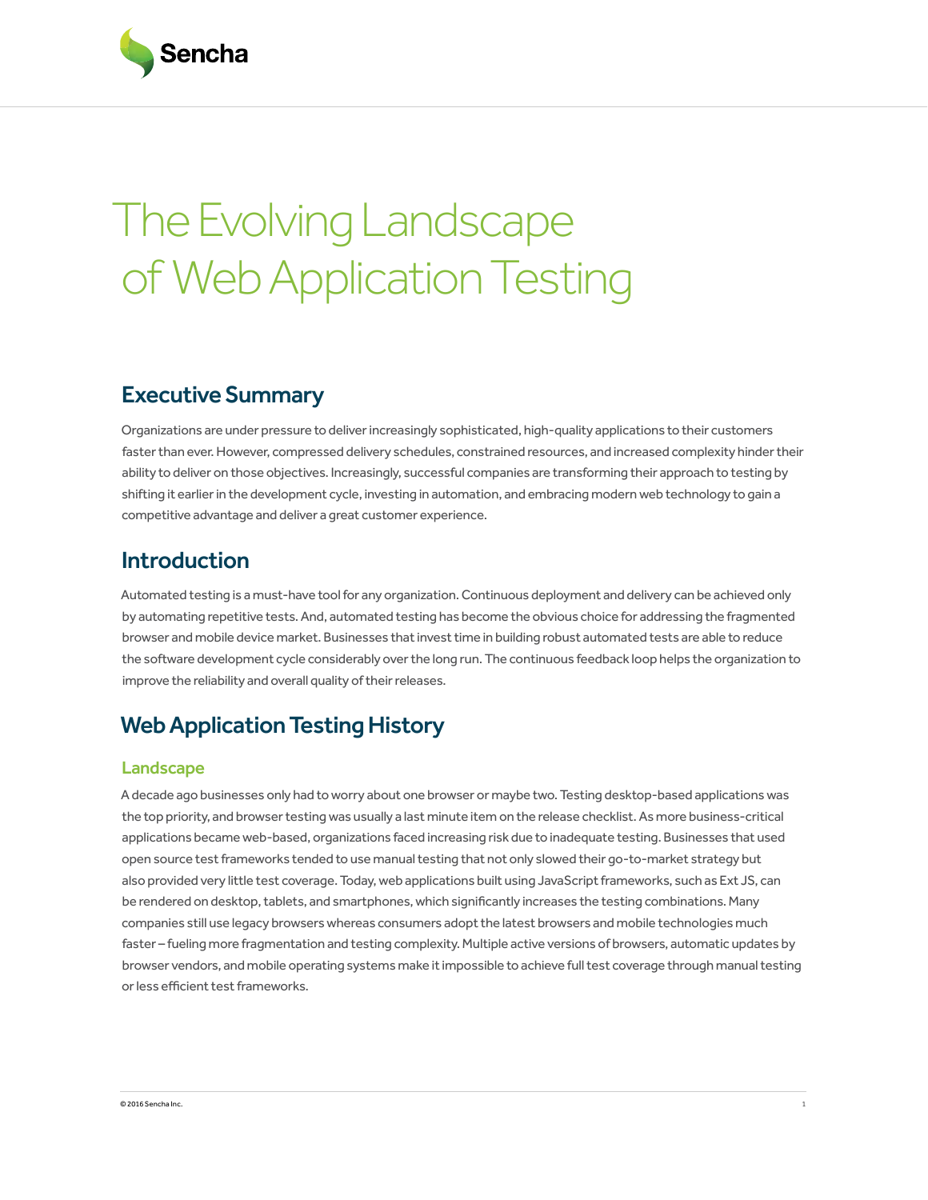Sencha

# The Evolving Landscape of Web Application Testing

## Executive Summary

Organizations are under pressure to deliver increasingly sophisticated, high-quality applications to their customers faster than ever. However, compressed delivery schedules, constrained resources, and increased complexity hinder their ability to deliver on those objectives. Increasingly, successful companies are transforming their approach to testing by shifting it earlier in the development cycle, investing in automation, and embracing modern web technology to gain a competitive advantage and deliver a great customer experience.

## Introduction

Automated testing is a must-have tool for any organization. Continuous deployment and delivery can be achieved only by automating repetitive tests. And, automated testing has become the obvious choice for addressing the fragmented browser and mobile device market. Businesses that invest time in building robust automated tests are able to reduce the software development cycle considerably over the long run. The continuous feedback loop helps the organization to improve the reliability and overall quality of their releases.

## Web Application Testing History

### Landscape

A decade ago businesses only had to worry about one browser or maybe two. Testing desktop-based applications was the top priority, and browser testing was usually a last minute item on the release checklist. As more business-critical applications became web-based, organizations faced increasing risk due to inadequate testing. Businesses that used open source test frameworks tended to use manual testing that not only slowed their go-to-market strategy but also provided very little test coverage. Today, web applications built using JavaScript frameworks, such as Ext JS, can be rendered on desktop, tablets, and smartphones, which significantly increases the testing combinations. Many companies still use legacy browsers whereas consumers adopt the latest browsers and mobile technologies much faster – fueling more fragmentation and testing complexity. Multiple active versions of browsers, automatic updates by browser vendors, and mobile operating systems make it impossible to achieve full test coverage through manual testing or less efficient test frameworks.

© 2016 Sencha Inc.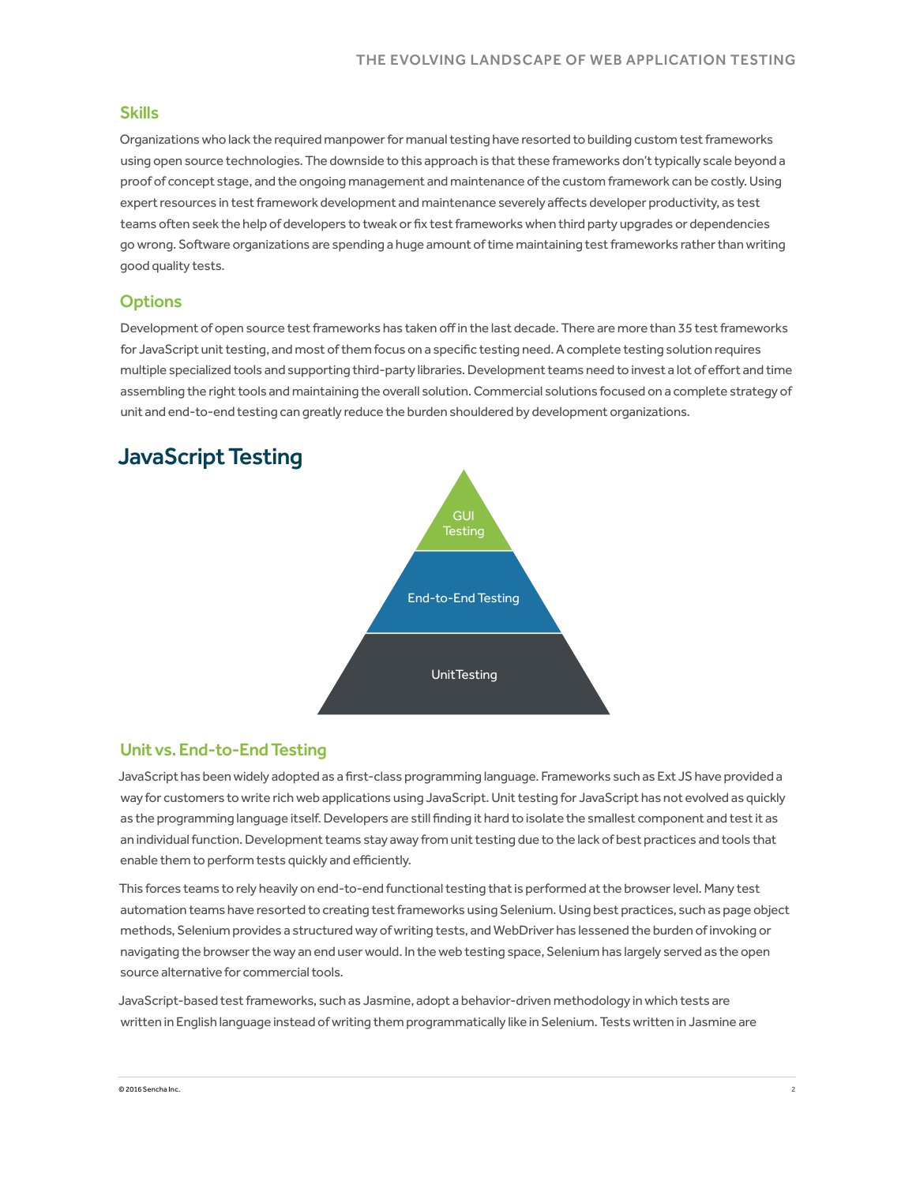## Skills

Organizations who lack the required manpower for manual testing have resorted to building custom test frameworks using open source technologies. The downside to this approach is that these frameworks don't typically scale beyond a proof of concept stage, and the ongoing management and maintenance of the custom framework can be costly. Using expert resources in test framework development and maintenance severely affects developer productivity, as test teams often seek the help of developers to tweak or fix test frameworks when third party upgrades or dependencies go wrong. Software organizations are spending a huge amount of time maintaining test frameworks rather than writing good quality tests.

## Options

Development of open source test frameworks has taken off in the last decade. There are more than 35 test frameworks for JavaScript unit testing, and most of them focus on a specific testing need. A complete testing solution requires multiple specialized tools and supporting third-party libraries. Development teams need to invest a lot of effort and time assembling the right tools and maintaining the overall solution. Commercial solutions focused on a complete strategy of unit and end-to-end testing can greatly reduce the burden shouldered by development organizations.

# JavaScript Testing

GUI Testing

End-to-End Testing

Unit Testing

## Unit vs. End-to-End Testing

JavaScript has been widely adopted as a first-class programming language. Frameworks such as Ext JS have provided a way for customers to write rich web applications using JavaScript. Unit testing for JavaScript has not evolved as quickly as the programming language itself. Developers are still finding it hard to isolate the smallest component and test it as an individual function. Development teams stay away from unit testing due to the lack of best practices and tools that enable them to perform tests quickly and efficiently.

This forces teams to rely heavily on end-to-end functional testing that is performed at the browser level. Many test automation teams have resorted to creating test frameworks using Selenium. Using best practices, such as page object methods, Selenium provides a structured way of writing tests, and WebDriver has lessened the burden of invoking or navigating the browser the way an end user would. In the web testing space, Selenium has largely served as the open source alternative for commercial tools.

JavaScript-based test frameworks, such as Jasmine, adopt a behavior-driven methodology in which tests are written in English language instead of writing them programmatically like in Selenium. Tests written in Jasmine are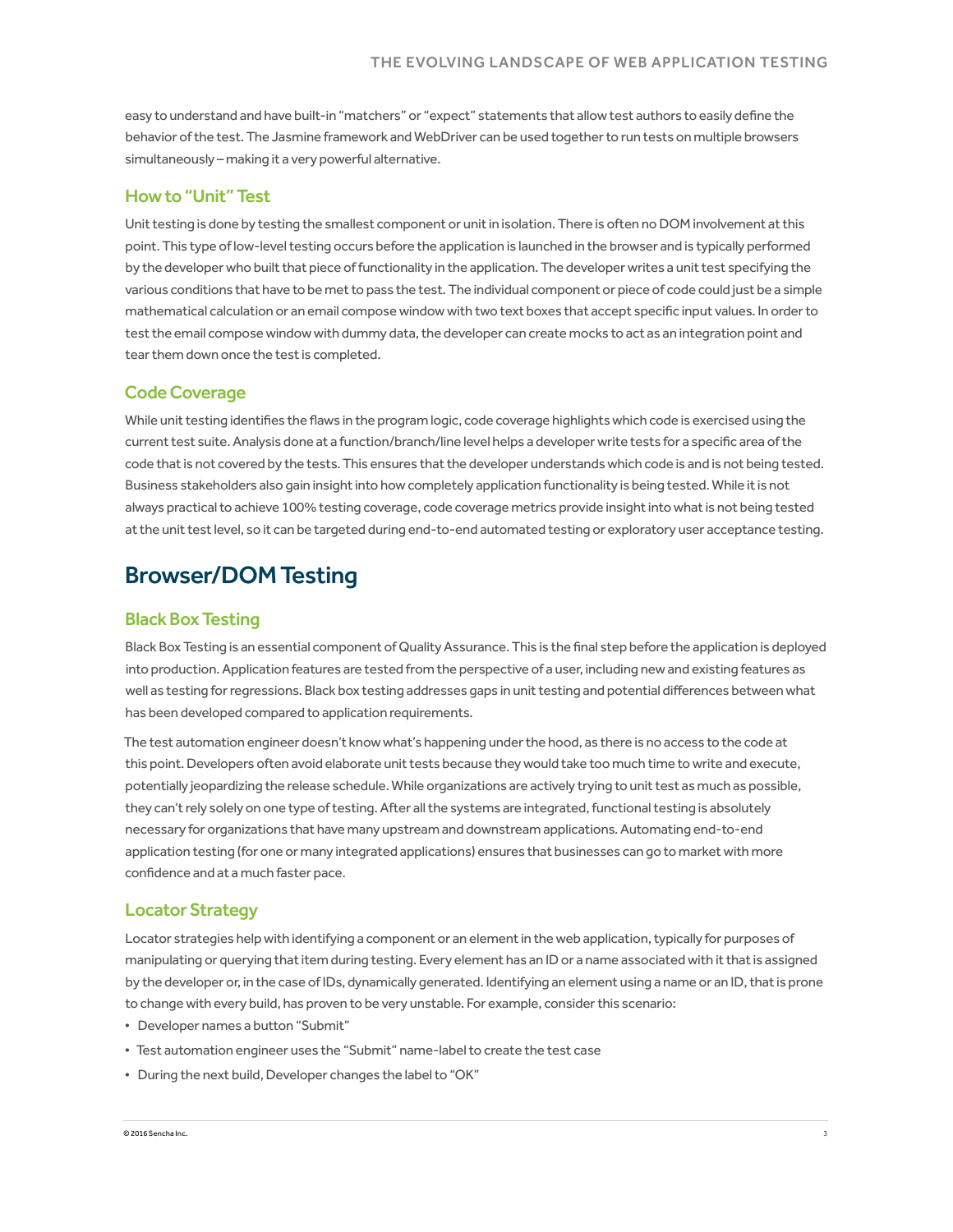easy to understand and have built-in "matchers" or "expect" statements that allow test authors to easily define the behavior of the test. The Jasmine framework and WebDriver can be used together to run tests on multiple browsers simultaneously – making it a very powerful alternative.

### How to "Unit" Test

Unit testing is done by testing the smallest component or unit in isolation. There is often no DOM involvement at this point. This type of low-level testing occurs before the application is launched in the browser and is typically performed by the developer who built that piece of functionality in the application. The developer writes a unit test specifying the various conditions that have to be met to pass the test. The individual component or piece of code could just be a simple mathematical calculation or an email compose window with two text boxes that accept specific input values. In order to test the email compose window with dummy data, the developer can create mocks to act as an integration point and tear them down once the test is completed.

### Code Coverage

While unit testing identifies the flaws in the program logic, code coverage highlights which code is exercised using the current test suite. Analysis done at a function/branch/line level helps a developer write tests for a specific area of the code that is not covered by the tests. This ensures that the developer understands which code is and is not being tested. Business stakeholders also gain insight into how completely application functionality is being tested. While it is not always practical to achieve 100% testing coverage, code coverage metrics provide insight into what is not being tested at the unit test level, so it can be targeted during end-to-end automated testing or exploratory user acceptance testing.

## Browser/DOM Testing

### Black Box Testing

Black Box Testing is an essential component of Quality Assurance. This is the final step before the application is deployed into production. Application features are tested from the perspective of a user, including new and existing features as well as testing for regressions. Black box testing addresses gaps in unit testing and potential differences between what has been developed compared to application requirements.

The test automation engineer doesn't know what's happening under the hood, as there is no access to the code at this point. Developers often avoid elaborate unit tests because they would take too much time to write and execute, potentially jeopardizing the release schedule. While organizations are actively trying to unit test as much as possible, they can't rely solely on one type of testing. After all the systems are integrated, functional testing is absolutely necessary for organizations that have many upstream and downstream applications. Automating end-to-end application testing (for one or many integrated applications) ensures that businesses can go to market with more confidence and at a much faster pace.

### Locator Strategy

Locator strategies help with identifying a component or an element in the web application, typically for purposes of manipulating or querying that item during testing. Every element has an ID or a name associated with it that is assigned by the developer or, in the case of IDs, dynamically generated. Identifying an element using a name or an ID, that is prone to change with every build, has proven to be very unstable. For example, consider this scenario:

- Developer names a button "Submit"
- Test automation engineer uses the "Submit" name-label to create the test case
- During the next build, Developer changes the label to "OK"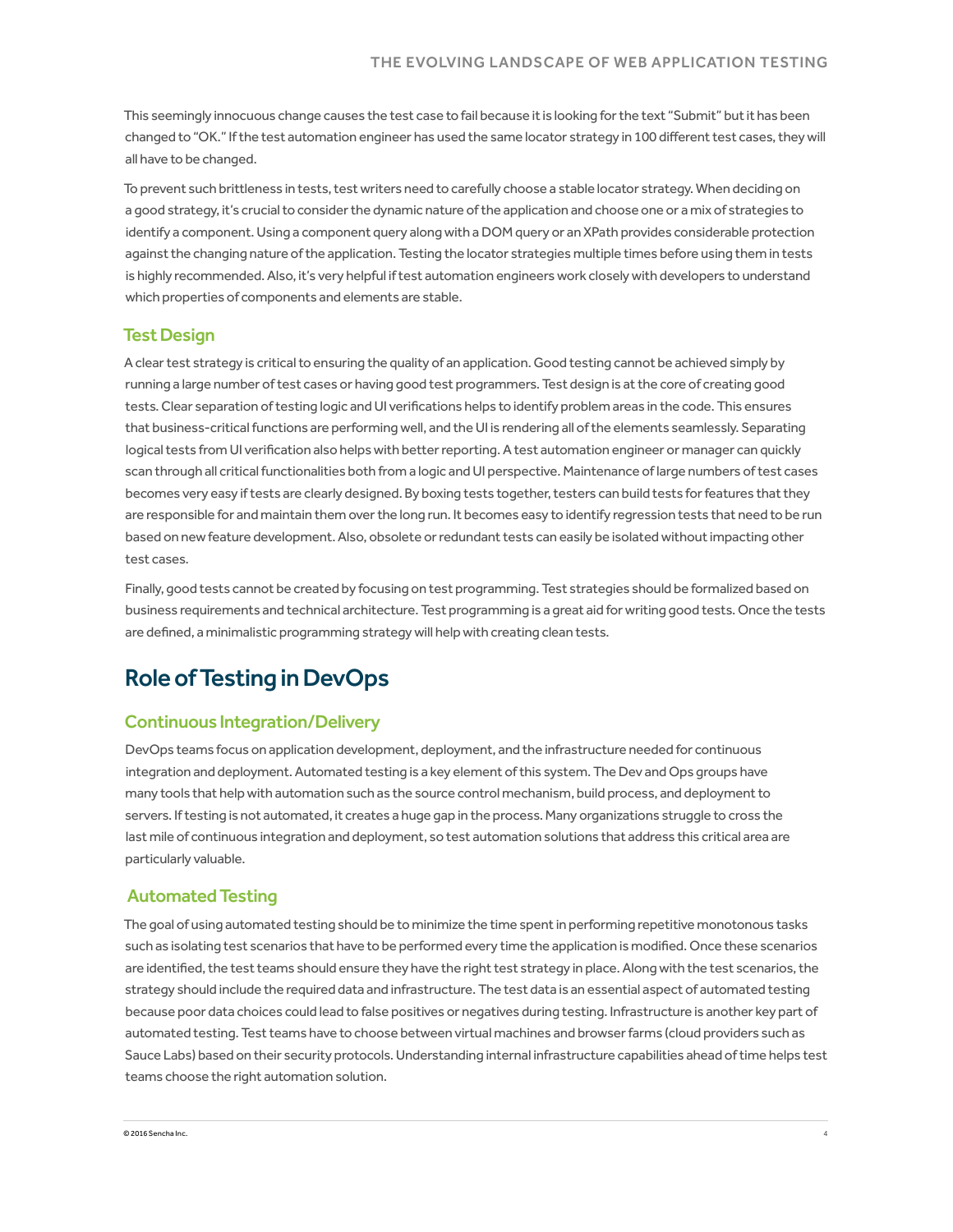This seemingly innocuous change causes the test case to fail because it is looking for the text "Submit" but it has been changed to "OK." If the test automation engineer has used the same locator strategy in 100 different test cases, they will all have to be changed.

To prevent such brittleness in tests, test writers need to carefully choose a stable locator strategy. When deciding on a good strategy, it's crucial to consider the dynamic nature of the application and choose one or a mix of strategies to identify a component. Using a component query along with a DOM query or an XPath provides considerable protection against the changing nature of the application. Testing the locator strategies multiple times before using them in tests is highly recommended. Also, it's very helpful if test automation engineers work closely with developers to understand which properties of components and elements are stable.

### Test Design

A clear test strategy is critical to ensuring the quality of an application. Good testing cannot be achieved simply by running a large number of test cases or having good test programmers. Test design is at the core of creating good tests. Clear separation of testing logic and UI verifications helps to identify problem areas in the code. This ensures that business-critical functions are performing well, and the UI is rendering all of the elements seamlessly. Separating logical tests from UI verification also helps with better reporting. A test automation engineer or manager can quickly scan through all critical functionalities both from a logic and UI perspective. Maintenance of large numbers of test cases becomes very easy if tests are clearly designed. By boxing tests together, testers can build tests for features that they are responsible for and maintain them over the long run. It becomes easy to identify regression tests that need to be run based on new feature development. Also, obsolete or redundant tests can easily be isolated without impacting other test cases.

Finally, good tests cannot be created by focusing on test programming. Test strategies should be formalized based on business requirements and technical architecture. Test programming is a great aid for writing good tests. Once the tests are defined, a minimalistic programming strategy will help with creating clean tests.

## Role of Testing in DevOps

### Continuous Integration/Delivery

DevOps teams focus on application development, deployment, and the infrastructure needed for continuous integration and deployment. Automated testing is a key element of this system. The Dev and Ops groups have many tools that help with automation such as the source control mechanism, build process, and deployment to servers. If testing is not automated, it creates a huge gap in the process. Many organizations struggle to cross the last mile of continuous integration and deployment, so test automation solutions that address this critical area are particularly valuable.

### Automated Testing

The goal of using automated testing should be to minimize the time spent in performing repetitive monotonous tasks such as isolating test scenarios that have to be performed every time the application is modified. Once these scenarios are identified, the test teams should ensure they have the right test strategy in place. Along with the test scenarios, the strategy should include the required data and infrastructure. The test data is an essential aspect of automated testing because poor data choices could lead to false positives or negatives during testing. Infrastructure is another key part of automated testing. Test teams have to choose between virtual machines and browser farms (cloud providers such as Sauce Labs) based on their security protocols. Understanding internal infrastructure capabilities ahead of time helps test teams choose the right automation solution.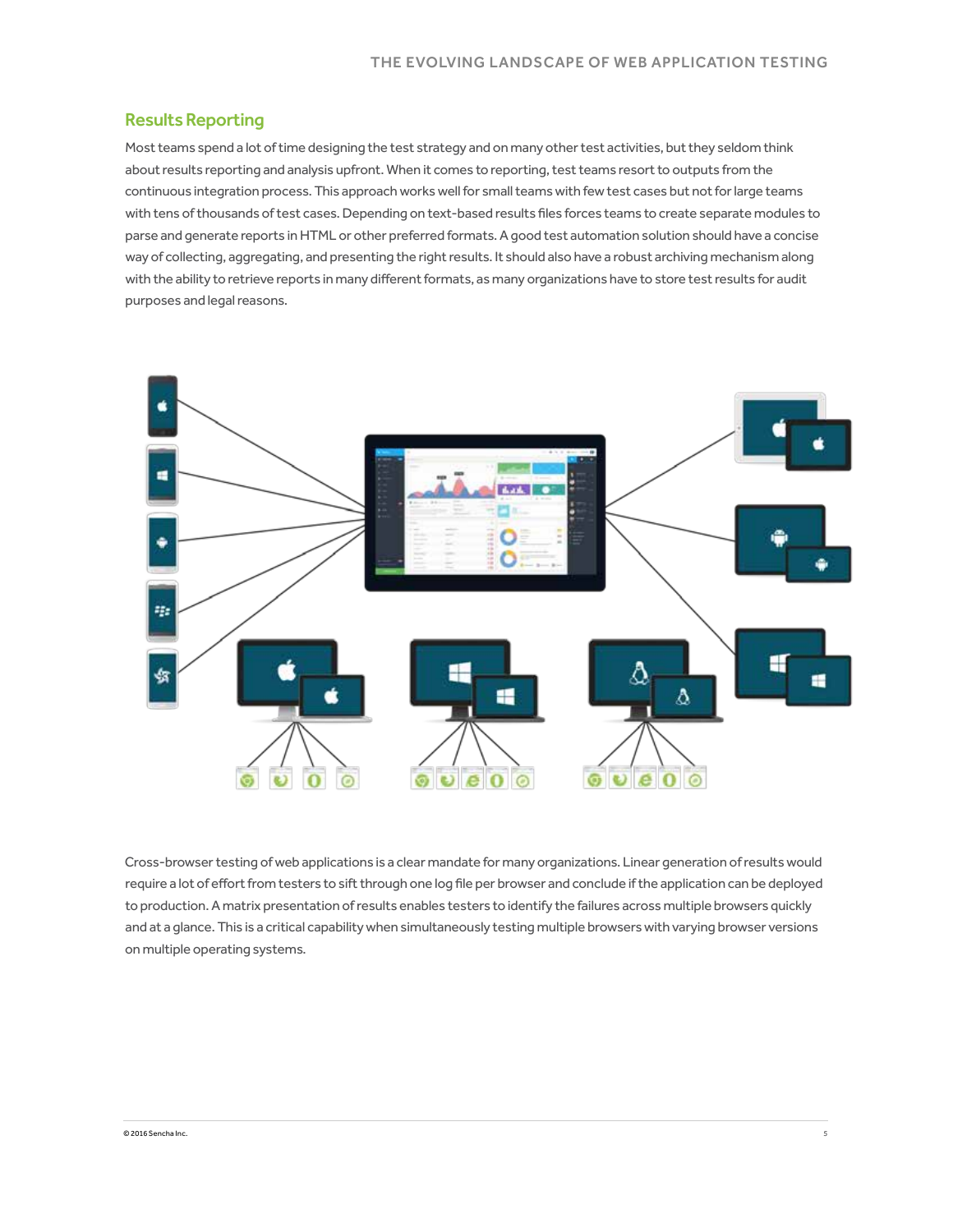## Results Reporting

Most teams spend a lot of time designing the test strategy and on many other test activities, but they seldom think about results reporting and analysis upfront. When it comes to reporting, test teams resort to outputs from the continuous integration process. This approach works well for small teams with few test cases but not for large teams with tens of thousands of test cases. Depending on text-based results files forces teams to create separate modules to parse and generate reports in HTML or other preferred formats. A good test automation solution should have a concise way of collecting, aggregating, and presenting the right results. It should also have a robust archiving mechanism along with the ability to retrieve reports in many different formats, as many organizations have to store test results for audit purposes and legal reasons.

Cross-browser testing of web applications is a clear mandate for many organizations. Linear generation of results would require a lot of effort from testers to sift through one log file per browser and conclude if the application can be deployed to production. A matrix presentation of results enables testers to identify the failures across multiple browsers quickly and at a glance. This is a critical capability when simultaneously testing multiple browsers with varying browser versions on multiple operating systems.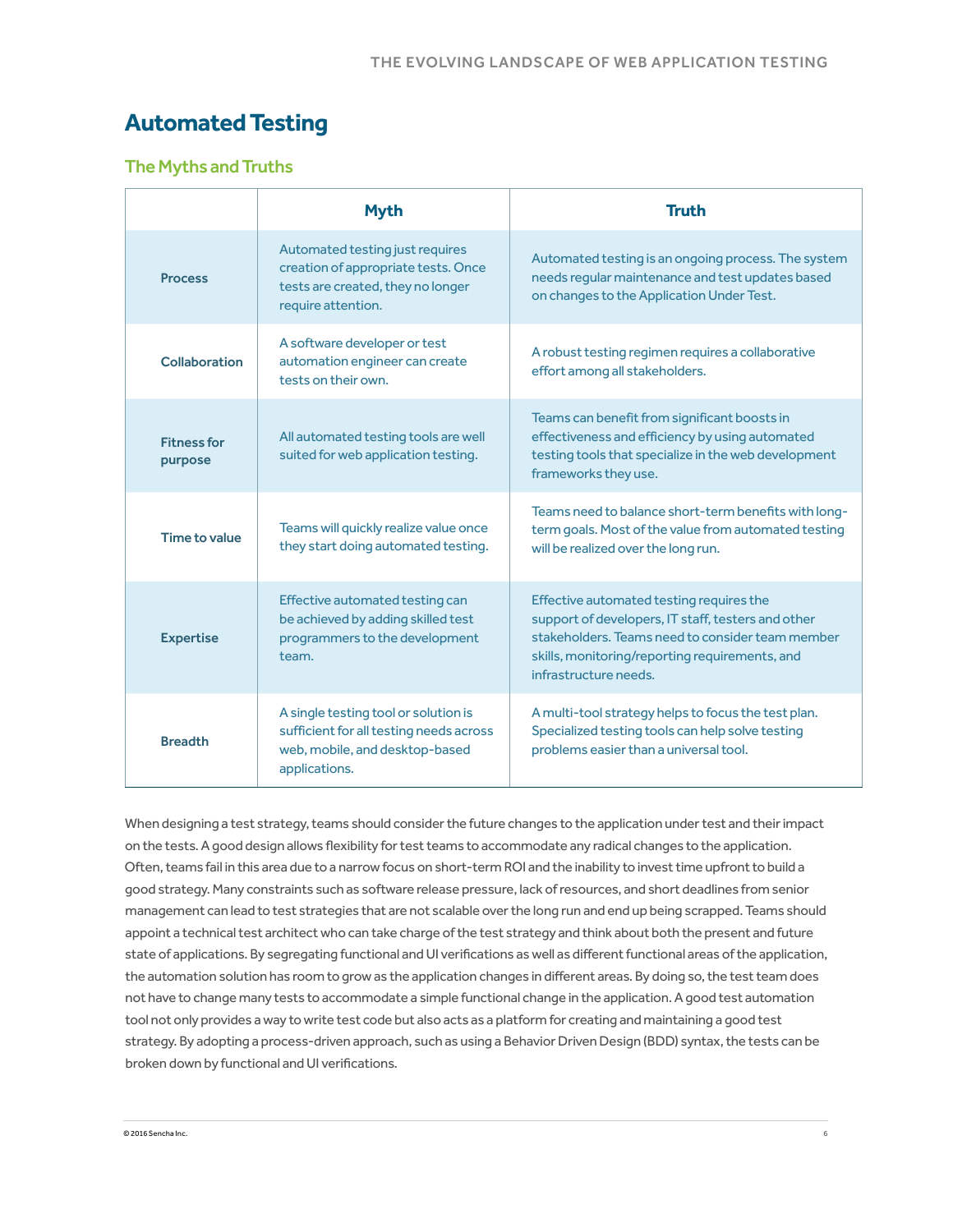## Automated Testing

### The Myths and Truths

| | Myth | Truth |
|---|---|---|
| **Process** | Automated testing just requires creation of appropriate tests. Once tests are created, they no longer require attention. | Automated testing is an ongoing process. The system needs regular maintenance and test updates based on changes to the Application Under Test. |
| **Collaboration** | A software developer or test automation engineer can create tests on their own. | A robust testing regimen requires a collaborative effort among all stakeholders. |
| **Fitness for purpose** | All automated testing tools are well suited for web application testing. | Teams can benefit from significant boosts in effectiveness and efficiency by using automated testing tools that specialize in the web development frameworks they use. |
| **Time to value** | Teams will quickly realize value once they start doing automated testing. | Teams need to balance short-term benefits with long-term goals. Most of the value from automated testing will be realized over the long run. |
| **Expertise** | Effective automated testing can be achieved by adding skilled test programmers to the development team. | Effective automated testing requires the support of developers, IT staff, testers and other stakeholders. Teams need to consider team member skills, monitoring/reporting requirements, and infrastructure needs. |
| **Breadth** | A single testing tool or solution is sufficient for all testing needs across web, mobile, and desktop-based applications. | A multi-tool strategy helps to focus the test plan. Specialized testing tools can help solve testing problems easier than a universal tool. |

When designing a test strategy, teams should consider the future changes to the application under test and their impact on the tests. A good design allows flexibility for test teams to accommodate any radical changes to the application. Often, teams fail in this area due to a narrow focus on short-term ROI and the inability to invest time upfront to build a good strategy. Many constraints such as software release pressure, lack of resources, and short deadlines from senior management can lead to test strategies that are not scalable over the long run and end up being scrapped. Teams should appoint a technical test architect who can take charge of the test strategy and think about both the present and future state of applications. By segregating functional and UI verifications as well as different functional areas of the application, the automation solution has room to grow as the application changes in different areas. By doing so, the test team does not have to change many tests to accommodate a simple functional change in the application. A good test automation tool not only provides a way to write test code but also acts as a platform for creating and maintaining a good test strategy. By adopting a process-driven approach, such as using a Behavior Driven Design (BDD) syntax, the tests can be broken down by functional and UI verifications.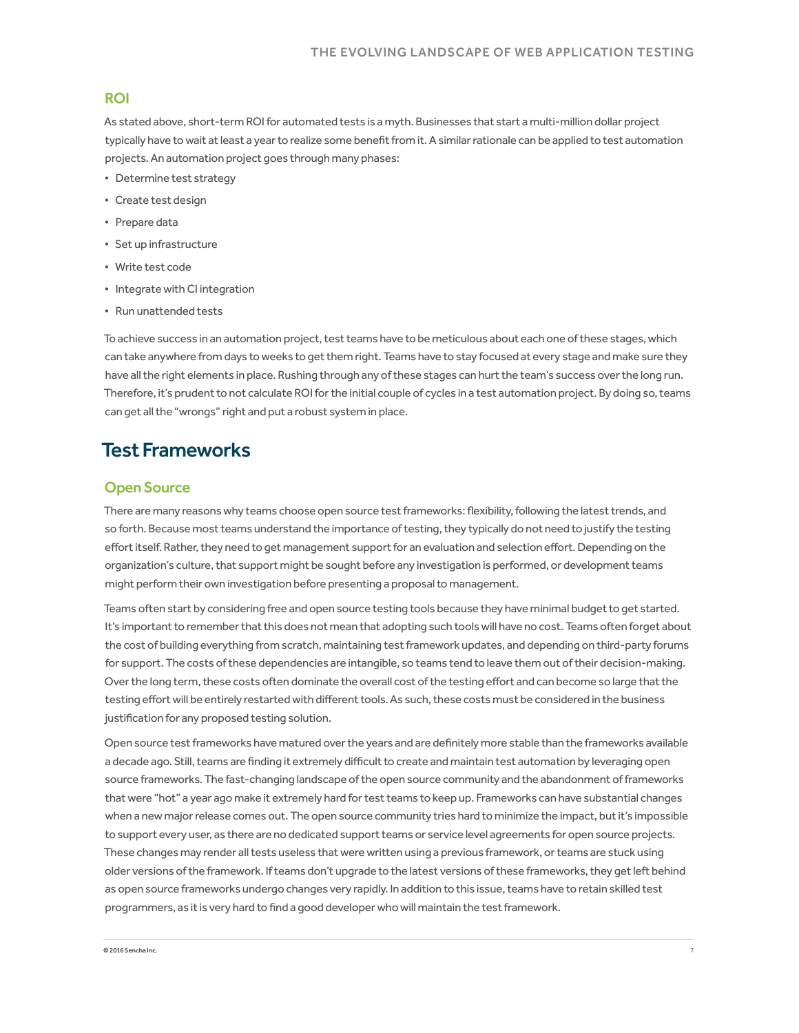### ROI

As stated above, short-term ROI for automated tests is a myth. Businesses that start a multi-million dollar project typically have to wait at least a year to realize some benefit from it. A similar rationale can be applied to test automation projects. An automation project goes through many phases:

- Determine test strategy
- Create test design
- Prepare data
- Set up infrastructure
- Write test code
- Integrate with CI integration
- Run unattended tests

To achieve success in an automation project, test teams have to be meticulous about each one of these stages, which can take anywhere from days to weeks to get them right. Teams have to stay focused at every stage and make sure they have all the right elements in place. Rushing through any of these stages can hurt the team's success over the long run. Therefore, it's prudent to not calculate ROI for the initial couple of cycles in a test automation project. By doing so, teams can get all the "wrongs" right and put a robust system in place.

## Test Frameworks

### Open Source

There are many reasons why teams choose open source test frameworks: flexibility, following the latest trends, and so forth. Because most teams understand the importance of testing, they typically do not need to justify the testing effort itself. Rather, they need to get management support for an evaluation and selection effort. Depending on the organization's culture, that support might be sought before any investigation is performed, or development teams might perform their own investigation before presenting a proposal to management.

Teams often start by considering free and open source testing tools because they have minimal budget to get started. It's important to remember that this does not mean that adopting such tools will have no cost. Teams often forget about the cost of building everything from scratch, maintaining test framework updates, and depending on third-party forums for support. The costs of these dependencies are intangible, so teams tend to leave them out of their decision-making. Over the long term, these costs often dominate the overall cost of the testing effort and can become so large that the testing effort will be entirely restarted with different tools. As such, these costs must be considered in the business justification for any proposed testing solution.

Open source test frameworks have matured over the years and are definitely more stable than the frameworks available a decade ago. Still, teams are finding it extremely difficult to create and maintain test automation by leveraging open source frameworks. The fast-changing landscape of the open source community and the abandonment of frameworks that were "hot" a year ago make it extremely hard for test teams to keep up. Frameworks can have substantial changes when a new major release comes out. The open source community tries hard to minimize the impact, but it's impossible to support every user, as there are no dedicated support teams or service level agreements for open source projects. These changes may render all tests useless that were written using a previous framework, or teams are stuck using older versions of the framework. If teams don't upgrade to the latest versions of these frameworks, they get left behind as open source frameworks undergo changes very rapidly. In addition to this issue, teams have to retain skilled test programmers, as it is very hard to find a good developer who will maintain the test framework.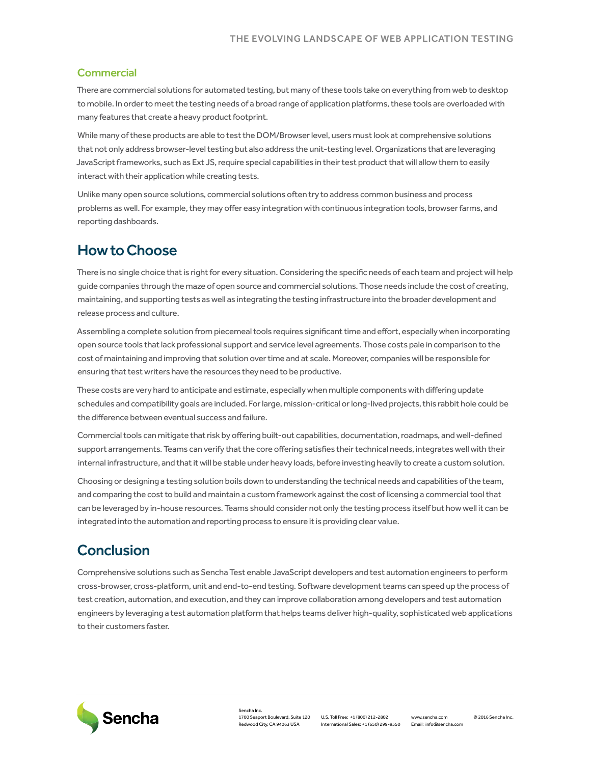### Commercial

There are commercial solutions for automated testing, but many of these tools take on everything from web to desktop to mobile. In order to meet the testing needs of a broad range of application platforms, these tools are overloaded with many features that create a heavy product footprint.

While many of these products are able to test the DOM/Browser level, users must look at comprehensive solutions that not only address browser-level testing but also address the unit-testing level. Organizations that are leveraging JavaScript frameworks, such as Ext JS, require special capabilities in their test product that will allow them to easily interact with their application while creating tests.

Unlike many open source solutions, commercial solutions often try to address common business and process problems as well. For example, they may offer easy integration with continuous integration tools, browser farms, and reporting dashboards.

## How to Choose

There is no single choice that is right for every situation. Considering the specific needs of each team and project will help guide companies through the maze of open source and commercial solutions. Those needs include the cost of creating, maintaining, and supporting tests as well as integrating the testing infrastructure into the broader development and release process and culture.

Assembling a complete solution from piecemeal tools requires significant time and effort, especially when incorporating open source tools that lack professional support and service level agreements. Those costs pale in comparison to the cost of maintaining and improving that solution over time and at scale. Moreover, companies will be responsible for ensuring that test writers have the resources they need to be productive.

These costs are very hard to anticipate and estimate, especially when multiple components with differing update schedules and compatibility goals are included. For large, mission-critical or long-lived projects, this rabbit hole could be the difference between eventual success and failure.

Commercial tools can mitigate that risk by offering built-out capabilities, documentation, roadmaps, and well-defined support arrangements. Teams can verify that the core offering satisfies their technical needs, integrates well with their internal infrastructure, and that it will be stable under heavy loads, before investing heavily to create a custom solution.

Choosing or designing a testing solution boils down to understanding the technical needs and capabilities of the team, and comparing the cost to build and maintain a custom framework against the cost of licensing a commercial tool that can be leveraged by in-house resources. Teams should consider not only the testing process itself but how well it can be integrated into the automation and reporting process to ensure it is providing clear value.

## Conclusion

Comprehensive solutions such as Sencha Test enable JavaScript developers and test automation engineers to perform cross-browser, cross-platform, unit and end-to-end testing. Software development teams can speed up the process of test creation, automation, and execution, and they can improve collaboration among developers and test automation engineers by leveraging a test automation platform that helps teams deliver high-quality, sophisticated web applications to their customers faster.

Sencha Inc.
1700 Seaport Boulevard, Suite 120
Redwood City, CA 94063 USA

U.S. Toll Free: +1 (800) 212-2802
International Sales: +1 (650) 299-9550

www.sencha.com
Email: info@sencha.com

© 2016 Sencha Inc.